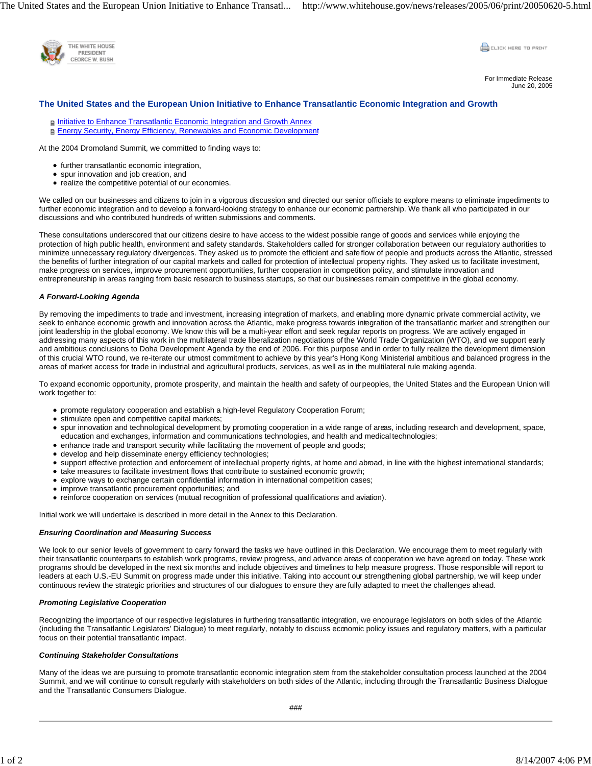For Immediate Release
June 20, 2005

# The United States and the European Union Initiative to Enhance Transatlantic Economic Integration and Growth

- Initiative to Enhance Transatlantic Economic Integration and Growth Annex
- Energy Security, Energy Efficiency, Renewables and Economic Development

At the 2004 Dromoland Summit, we committed to finding ways to:

- further transatlantic economic integration,
- spur innovation and job creation, and
- realize the competitive potential of our economies.

We called on our businesses and citizens to join in a vigorous discussion and directed our senior officials to explore means to eliminate impediments to further economic integration and to develop a forward-looking strategy to enhance our economic partnership. We thank all who participated in our discussions and who contributed hundreds of written submissions and comments.

These consultations underscored that our citizens desire to have access to the widest possible range of goods and services while enjoying the protection of high public health, environment and safety standards. Stakeholders called for stronger collaboration between our regulatory authorities to minimize unnecessary regulatory divergences. They asked us to promote the efficient and safe flow of people and products across the Atlantic, stressed the benefits of further integration of our capital markets and called for protection of intellectual property rights. They asked us to facilitate investment, make progress on services, improve procurement opportunities, further cooperation in competition policy, and stimulate innovation and entrepreneurship in areas ranging from basic research to business startups, so that our businesses remain competitive in the global economy.

***A Forward-Looking Agenda***

By removing the impediments to trade and investment, increasing integration of markets, and enabling more dynamic private commercial activity, we seek to enhance economic growth and innovation across the Atlantic, make progress towards integration of the transatlantic market and strengthen our joint leadership in the global economy. We know this will be a multi-year effort and seek regular reports on progress. We are actively engaged in addressing many aspects of this work in the multilateral trade liberalization negotiations of the World Trade Organization (WTO), and we support early and ambitious conclusions to Doha Development Agenda by the end of 2006. For this purpose and in order to fully realize the development dimension of this crucial WTO round, we re-iterate our utmost commitment to achieve by this year's Hong Kong Ministerial ambitious and balanced progress in the areas of market access for trade in industrial and agricultural products, services, as well as in the multilateral rule making agenda.

To expand economic opportunity, promote prosperity, and maintain the health and safety of our peoples, the United States and the European Union will work together to:

- promote regulatory cooperation and establish a high-level Regulatory Cooperation Forum;
- stimulate open and competitive capital markets;
- spur innovation and technological development by promoting cooperation in a wide range of areas, including research and development, space, education and exchanges, information and communications technologies, and health and medical technologies;
- enhance trade and transport security while facilitating the movement of people and goods;
- develop and help disseminate energy efficiency technologies;
- support effective protection and enforcement of intellectual property rights, at home and abroad, in line with the highest international standards;
- take measures to facilitate investment flows that contribute to sustained economic growth;
- explore ways to exchange certain confidential information in international competition cases;
- improve transatlantic procurement opportunities; and
- reinforce cooperation on services (mutual recognition of professional qualifications and aviation).

Initial work we will undertake is described in more detail in the Annex to this Declaration.

***Ensuring Coordination and Measuring Success***

We look to our senior levels of government to carry forward the tasks we have outlined in this Declaration. We encourage them to meet regularly with their transatlantic counterparts to establish work programs, review progress, and advance areas of cooperation we have agreed on today. These work programs should be developed in the next six months and include objectives and timelines to help measure progress. Those responsible will report to leaders at each U.S.-EU Summit on progress made under this initiative. Taking into account our strengthening global partnership, we will keep under continuous review the strategic priorities and structures of our dialogues to ensure they are fully adapted to meet the challenges ahead.

***Promoting Legislative Cooperation***

Recognizing the importance of our respective legislatures in furthering transatlantic integration, we encourage legislators on both sides of the Atlantic (including the Transatlantic Legislators' Dialogue) to meet regularly, notably to discuss economic policy issues and regulatory matters, with a particular focus on their potential transatlantic impact.

***Continuing Stakeholder Consultations***

Many of the ideas we are pursuing to promote transatlantic economic integration stem from the stakeholder consultation process launched at the 2004 Summit, and we will continue to consult regularly with stakeholders on both sides of the Atlantic, including through the Transatlantic Business Dialogue and the Transatlantic Consumers Dialogue.

###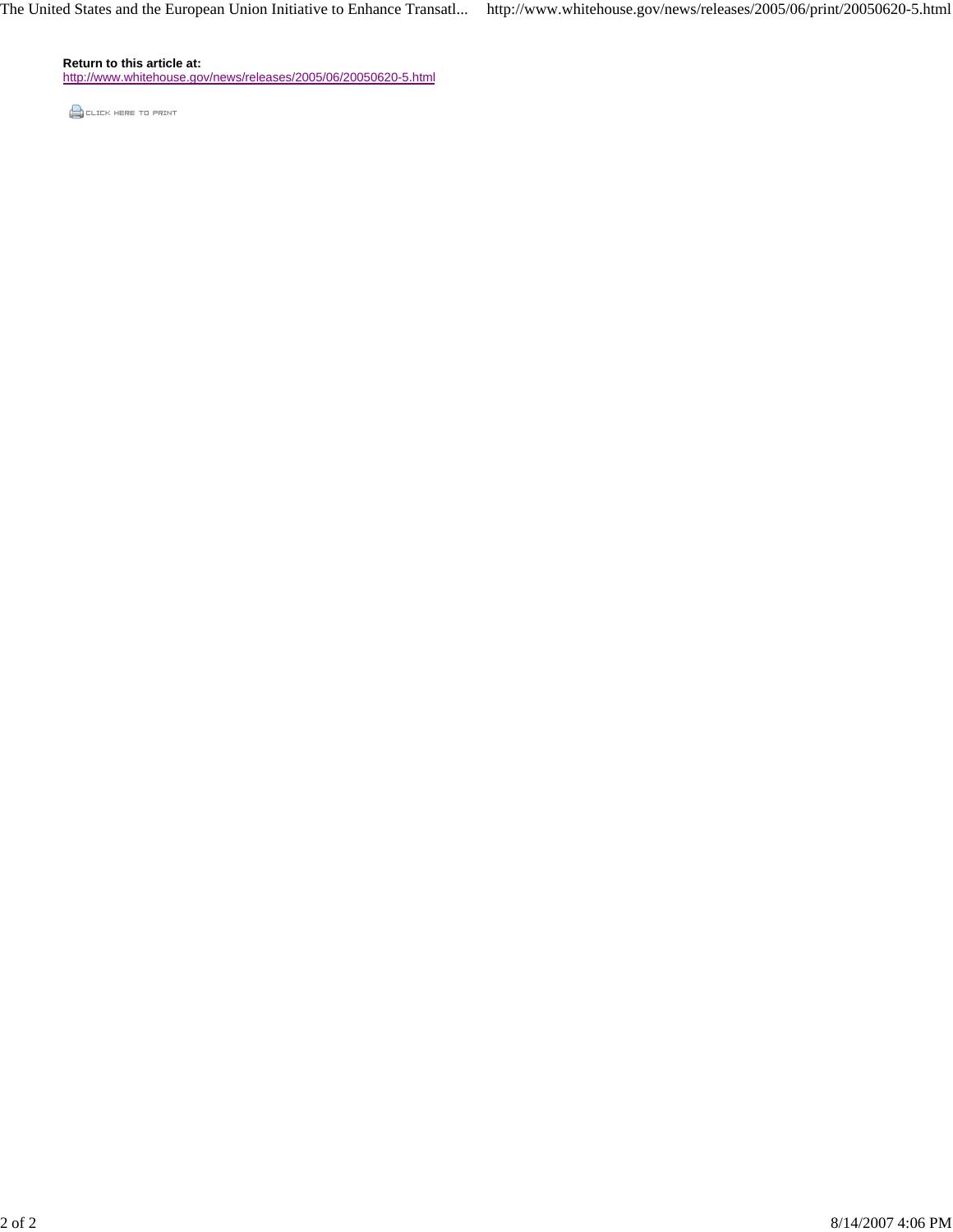**Return to this article at:**
http://www.whitehouse.gov/news/releases/2005/06/20050620-5.html

CLICK HERE TO PRINT